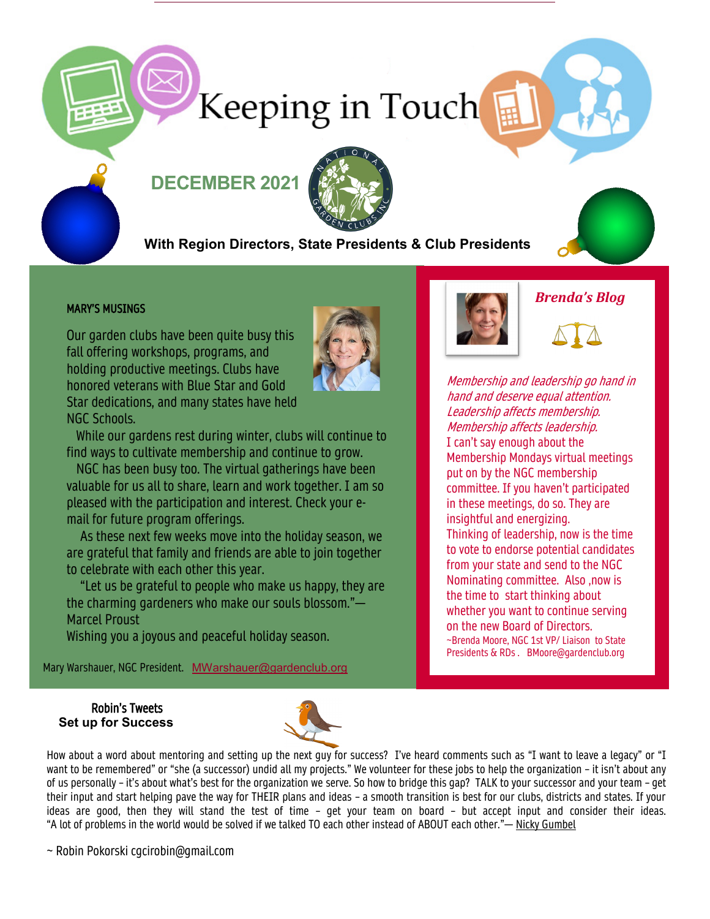# Keeping in Touch

## DECEMBER 2021

**With Region Directors, State Presidents & Club Presidents**

### MARY'S MUSINGS

Our garden clubs have been quite busy this fall offering workshops, programs, and holding productive meetings. Clubs have honored veterans with Blue Star and Gold Star dedications, and many states have held NGC Schools.

While our gardens rest during winter, clubs will continue to find ways to cultivate membership and continue to grow.

NGC has been busy too. The virtual gatherings have been valuable for us all to share, learn and work together. I am so pleased with the participation and interest. Check your e-mail for future program offerings.

As these next few weeks move into the holiday season, we are grateful that family and friends are able to join together to celebrate with each other this year.

"Let us be grateful to people who make us happy, they are the charming gardeners who make our souls blossom."— Marcel Proust

Wishing you a joyous and peaceful holiday season.

Mary Warshauer, NGC President. MWarshauer@gardenclub.org

### *Brenda's Blog*

*Membership and leadership go hand in hand and deserve equal attention. Leadership affects membership. Membership affects leadership.*

I can't say enough about the Membership Mondays virtual meetings put on by the NGC membership committee. If you haven't participated in these meetings, do so. They are insightful and energizing.

Thinking of leadership, now is the time to vote to endorse potential candidates from your state and send to the NGC Nominating committee. Also ,now is the time to start thinking about whether you want to continue serving on the new Board of Directors.

~Brenda Moore, NGC 1st VP/ Liaison to State Presidents & RDs . BMoore@gardenclub.org

### Robin's Tweets
**Set up for Success**

How about a word about mentoring and setting up the next guy for success? I've heard comments such as "I want to leave a legacy" or "I want to be remembered" or "she (a successor) undid all my projects." We volunteer for these jobs to help the organization – it isn't about any of us personally – it's about what's best for the organization we serve. So how to bridge this gap? TALK to your successor and your team – get their input and start helping pave the way for THEIR plans and ideas – a smooth transition is best for our clubs, districts and states. If your ideas are good, then they will stand the test of time – get your team on board – but accept input and consider their ideas. "A lot of problems in the world would be solved if we talked TO each other instead of ABOUT each other."— Nicky Gumbel

~ Robin Pokorski cgcirobin@gmail.com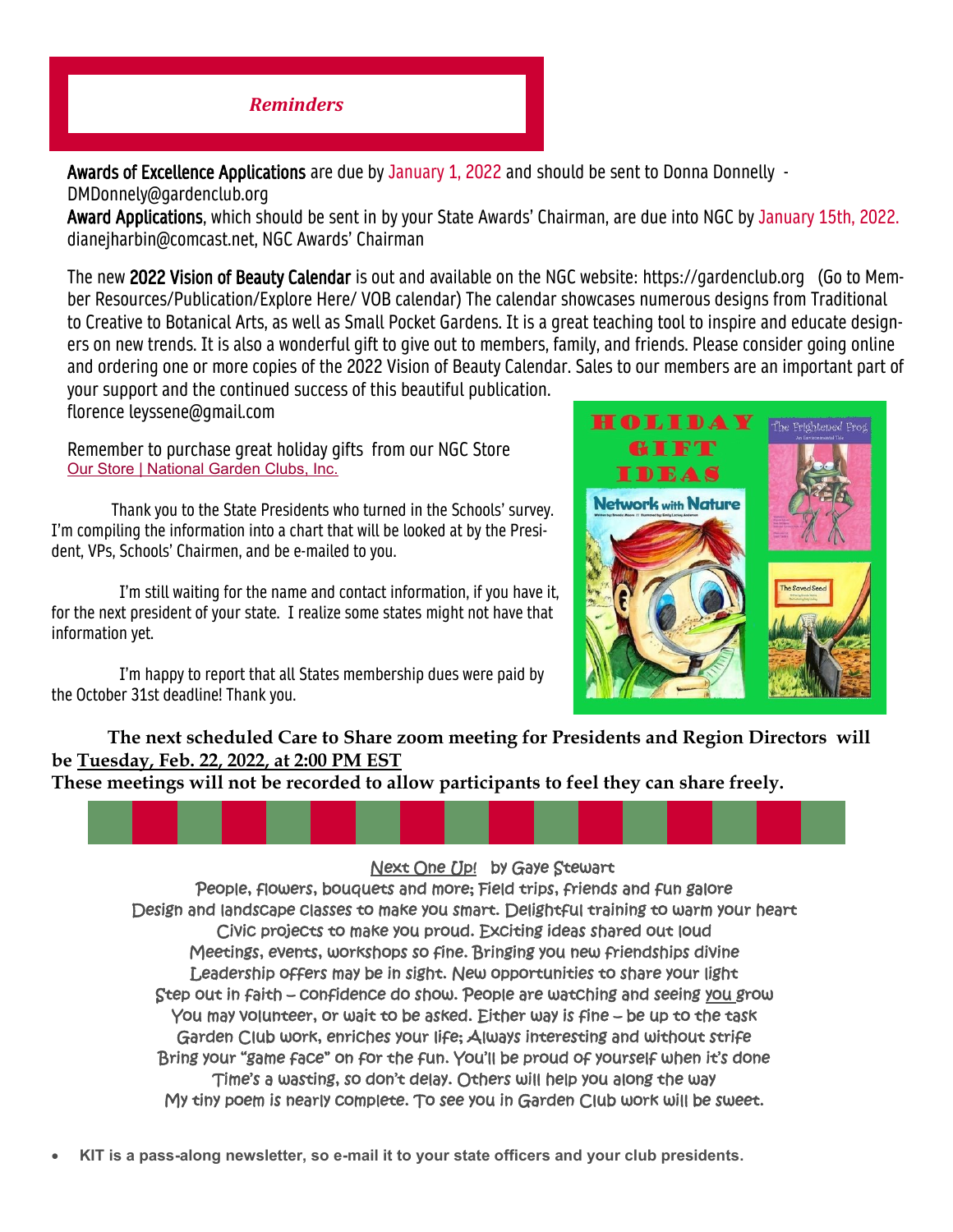## *Reminders*

**Awards of Excellence Applications** are due by January 1, 2022 and should be sent to Donna Donnelly - DMDonnely@gardenclub.org

**Award Applications**, which should be sent in by your State Awards' Chairman, are due into NGC by January 15th, 2022. dianejharbin@comcast.net, NGC Awards' Chairman

The new **2022 Vision of Beauty Calendar** is out and available on the NGC website: https://gardenclub.org (Go to Member Resources/Publication/Explore Here/ VOB calendar) The calendar showcases numerous designs from Traditional to Creative to Botanical Arts, as well as Small Pocket Gardens. It is a great teaching tool to inspire and educate designers on new trends. It is also a wonderful gift to give out to members, family, and friends. Please consider going online and ordering one or more copies of the 2022 Vision of Beauty Calendar. Sales to our members are an important part of your support and the continued success of this beautiful publication.
florence leyssene@gmail.com

Remember to purchase great holiday gifts from our NGC Store
[Our Store | National Garden Clubs, Inc.]

Thank you to the State Presidents who turned in the Schools' survey. I'm compiling the information into a chart that will be looked at by the President, VPs, Schools' Chairmen, and be e-mailed to you.

I'm still waiting for the name and contact information, if you have it, for the next president of your state. I realize some states might not have that information yet.

I'm happy to report that all States membership dues were paid by the October 31st deadline! Thank you.

HOLIDAY GIFT IDEAS

Network with Nature

The Frightened Frog

The Saved Seed

**The next scheduled Care to Share zoom meeting for Presidents and Region Directors will be Tuesday, Feb. 22, 2022, at 2:00 PM EST**

**These meetings will not be recorded to allow participants to feel they can share freely.**

Next One Up! by Gaye Stewart

People, flowers, bouquets and more; Field trips, friends and fun galore
Design and landscape classes to make you smart. Delightful training to warm your heart
Civic projects to make you proud. Exciting ideas shared out loud
Meetings, events, workshops so fine. Bringing you new friendships divine
Leadership offers may be in sight. New opportunities to share your light
Step out in faith – confidence do show. People are watching and seeing you grow
You may volunteer, or wait to be asked. Either way is fine – be up to the task
Garden Club work, enriches your life; Always interesting and without strife
Bring your "game face" on for the fun. You'll be proud of yourself when it's done
Time's a wasting, so don't delay. Others will help you along the way
My tiny poem is nearly complete. To see you in Garden Club work will be sweet.

- **KIT is a pass-along newsletter, so e-mail it to your state officers and your club presidents.**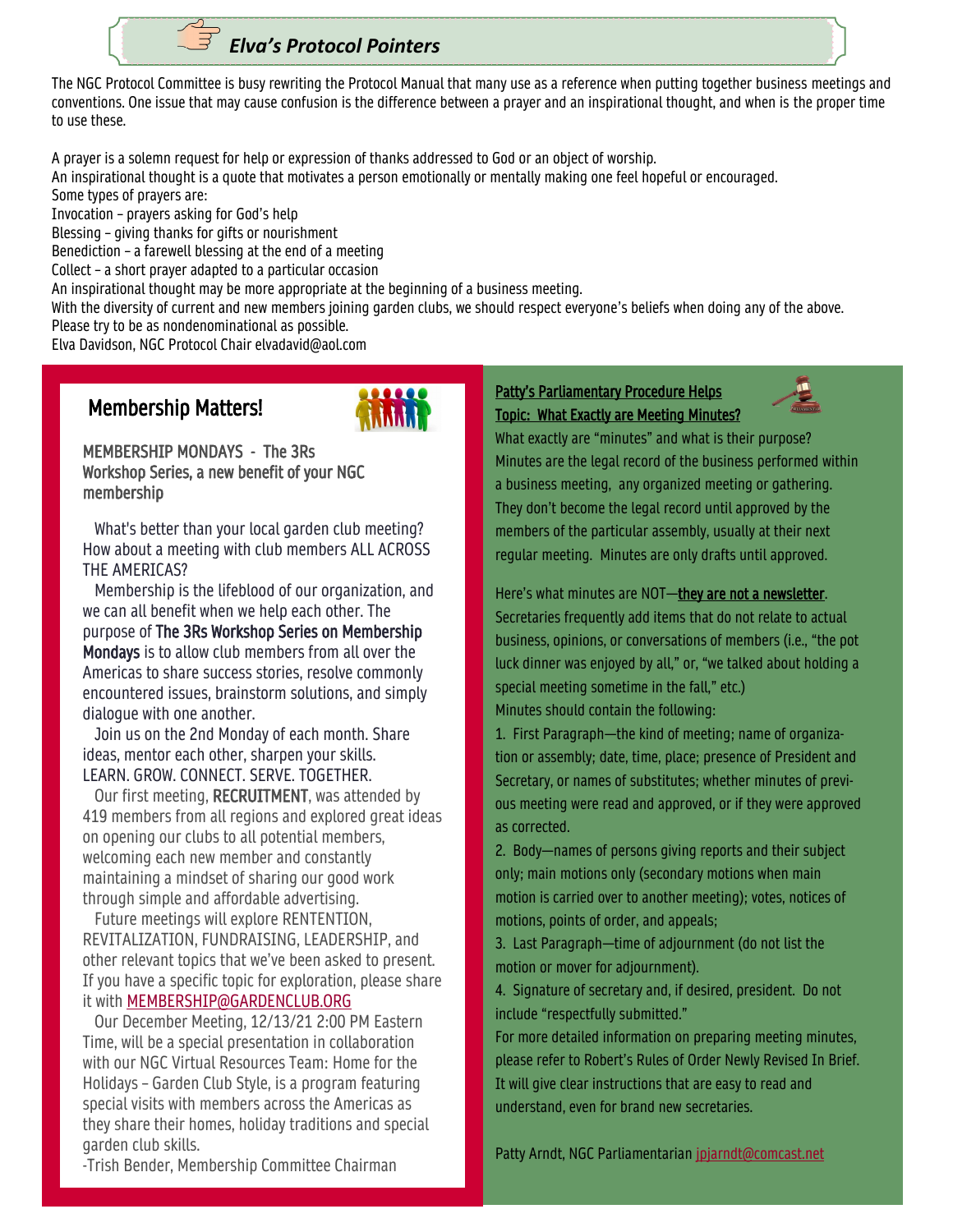## *Elva's Protocol Pointers*

The NGC Protocol Committee is busy rewriting the Protocol Manual that many use as a reference when putting together business meetings and conventions. One issue that may cause confusion is the difference between a prayer and an inspirational thought, and when is the proper time to use these.

A prayer is a solemn request for help or expression of thanks addressed to God or an object of worship.
An inspirational thought is a quote that motivates a person emotionally or mentally making one feel hopeful or encouraged.
Some types of prayers are:
Invocation – prayers asking for God's help
Blessing – giving thanks for gifts or nourishment
Benediction – a farewell blessing at the end of a meeting
Collect – a short prayer adapted to a particular occasion
An inspirational thought may be more appropriate at the beginning of a business meeting.
With the diversity of current and new members joining garden clubs, we should respect everyone's beliefs when doing any of the above.
Please try to be as nondenominational as possible.
Elva Davidson, NGC Protocol Chair elvadavid@aol.com

## Membership Matters!

MEMBERSHIP MONDAYS - The 3Rs Workshop Series, a new benefit of your NGC membership

What's better than your local garden club meeting? How about a meeting with club members ALL ACROSS THE AMERICAS?

Membership is the lifeblood of our organization, and we can all benefit when we help each other. The purpose of The 3Rs Workshop Series on Membership Mondays is to allow club members from all over the Americas to share success stories, resolve commonly encountered issues, brainstorm solutions, and simply dialogue with one another.

Join us on the 2nd Monday of each month. Share ideas, mentor each other, sharpen your skills. LEARN. GROW. CONNECT. SERVE. TOGETHER.

Our first meeting, RECRUITMENT, was attended by 419 members from all regions and explored great ideas on opening our clubs to all potential members, welcoming each new member and constantly maintaining a mindset of sharing our good work through simple and affordable advertising.

Future meetings will explore RENTENTION, REVITALIZATION, FUNDRAISING, LEADERSHIP, and other relevant topics that we've been asked to present. If you have a specific topic for exploration, please share it with MEMBERSHIP@GARDENCLUB.ORG

Our December Meeting, 12/13/21 2:00 PM Eastern Time, will be a special presentation in collaboration with our NGC Virtual Resources Team: Home for the Holidays – Garden Club Style, is a program featuring special visits with members across the Americas as they share their homes, holiday traditions and special garden club skills.

-Trish Bender, Membership Committee Chairman

## Patty's Parliamentary Procedure Helps
### Topic: What Exactly are Meeting Minutes?

What exactly are "minutes" and what is their purpose? Minutes are the legal record of the business performed within a business meeting, any organized meeting or gathering. They don't become the legal record until approved by the members of the particular assembly, usually at their next regular meeting. Minutes are only drafts until approved.

Here's what minutes are NOT—**they are not a newsletter**. Secretaries frequently add items that do not relate to actual business, opinions, or conversations of members (i.e., "the pot luck dinner was enjoyed by all," or, "we talked about holding a special meeting sometime in the fall," etc.)

Minutes should contain the following:

1. First Paragraph—the kind of meeting; name of organization or assembly; date, time, place; presence of President and Secretary, or names of substitutes; whether minutes of previous meeting were read and approved, or if they were approved as corrected.
2. Body—names of persons giving reports and their subject only; main motions only (secondary motions when main motion is carried over to another meeting); votes, notices of motions, points of order, and appeals;
3. Last Paragraph—time of adjournment (do not list the motion or mover for adjournment).
4. Signature of secretary and, if desired, president. Do not include "respectfully submitted."

For more detailed information on preparing meeting minutes, please refer to Robert's Rules of Order Newly Revised In Brief. It will give clear instructions that are easy to read and understand, even for brand new secretaries.

Patty Arndt, NGC Parliamentarian jpjarndt@comcast.net